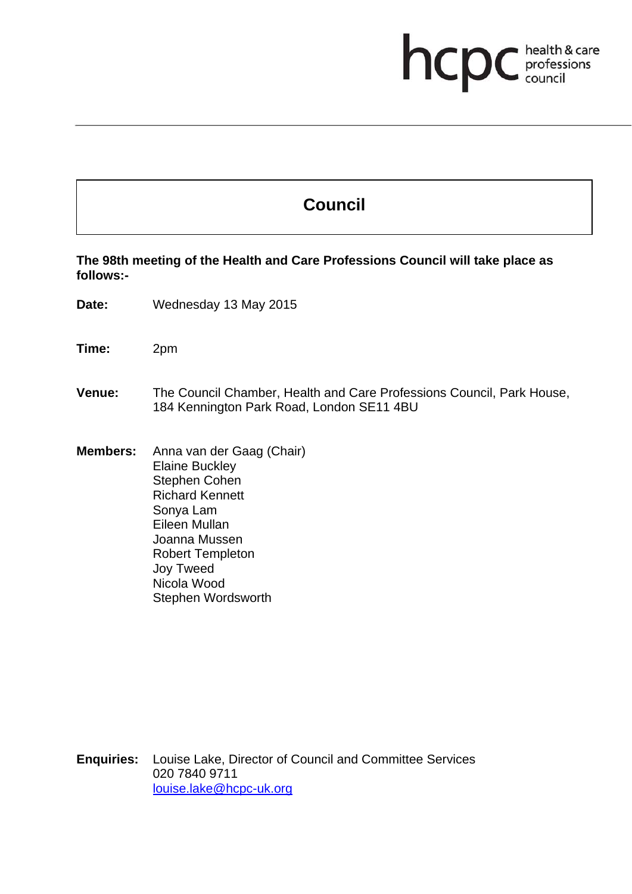hcpc health & care professions council

# Council

**The 98th meeting of the Health and Care Professions Council will take place as follows:-**

**Date:** Wednesday 13 May 2015

**Time:** 2pm

**Venue:** The Council Chamber, Health and Care Professions Council, Park House, 184 Kennington Park Road, London SE11 4BU

**Members:**
Anna van der Gaag (Chair)
Elaine Buckley
Stephen Cohen
Richard Kennett
Sonya Lam
Eileen Mullan
Joanna Mussen
Robert Templeton
Joy Tweed
Nicola Wood
Stephen Wordsworth

**Enquiries:** Louise Lake, Director of Council and Committee Services
020 7840 9711
louise.lake@hcpc-uk.org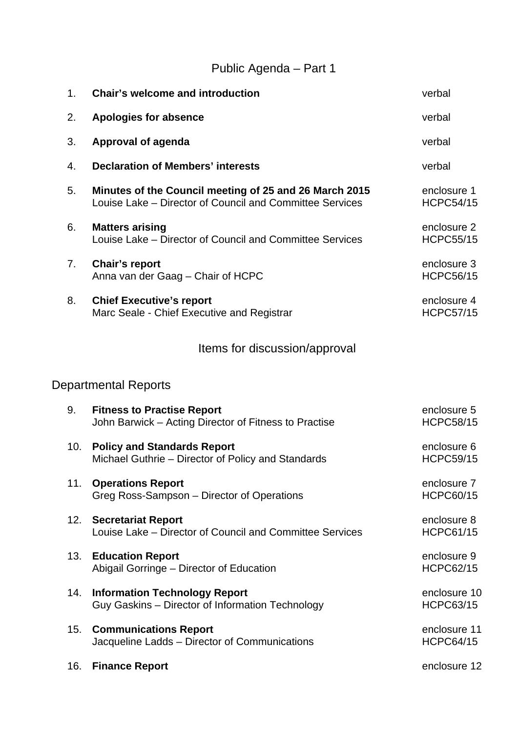## Public Agenda – Part 1

| | | |
|---|---|---|
| 1. | **Chair's welcome and introduction** | verbal |
| 2. | **Apologies for absence** | verbal |
| 3. | **Approval of agenda** | verbal |
| 4. | **Declaration of Members' interests** | verbal |
| 5. | **Minutes of the Council meeting of 25 and 26 March 2015**<br>Louise Lake – Director of Council and Committee Services | enclosure 1<br>HCPC54/15 |
| 6. | **Matters arising**<br>Louise Lake – Director of Council and Committee Services | enclosure 2<br>HCPC55/15 |
| 7. | **Chair's report**<br>Anna van der Gaag – Chair of HCPC | enclosure 3<br>HCPC56/15 |
| 8. | **Chief Executive's report**<br>Marc Seale - Chief Executive and Registrar | enclosure 4<br>HCPC57/15 |

## Items for discussion/approval

### Departmental Reports

| | | |
|---|---|---|
| 9. | **Fitness to Practise Report**<br>John Barwick – Acting Director of Fitness to Practise | enclosure 5<br>HCPC58/15 |
| 10. | **Policy and Standards Report**<br>Michael Guthrie – Director of Policy and Standards | enclosure 6<br>HCPC59/15 |
| 11. | **Operations Report**<br>Greg Ross-Sampson – Director of Operations | enclosure 7<br>HCPC60/15 |
| 12. | **Secretariat Report**<br>Louise Lake – Director of Council and Committee Services | enclosure 8<br>HCPC61/15 |
| 13. | **Education Report**<br>Abigail Gorringe – Director of Education | enclosure 9<br>HCPC62/15 |
| 14. | **Information Technology Report**<br>Guy Gaskins – Director of Information Technology | enclosure 10<br>HCPC63/15 |
| 15. | **Communications Report**<br>Jacqueline Ladds – Director of Communications | enclosure 11<br>HCPC64/15 |
| 16. | **Finance Report** | enclosure 12 |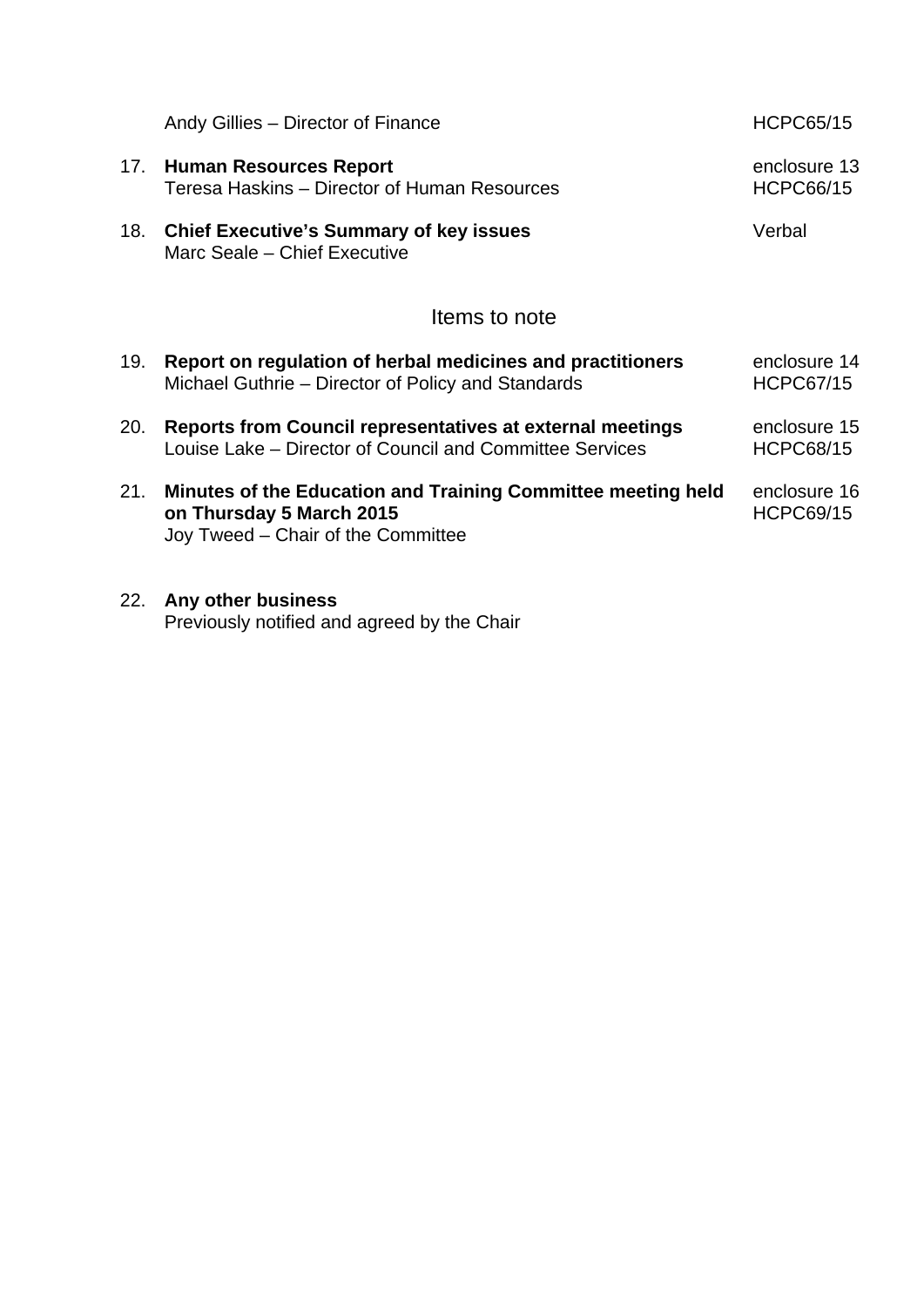| | | |
|---|---|---|
| | Andy Gillies – Director of Finance | HCPC65/15 |
| 17. | **Human Resources Report**<br>Teresa Haskins – Director of Human Resources | enclosure 13<br>HCPC66/15 |
| 18. | **Chief Executive's Summary of key issues**<br>Marc Seale – Chief Executive | Verbal |

## Items to note

| | | |
|---|---|---|
| 19. | **Report on regulation of herbal medicines and practitioners**<br>Michael Guthrie – Director of Policy and Standards | enclosure 14<br>HCPC67/15 |
| 20. | **Reports from Council representatives at external meetings**<br>Louise Lake – Director of Council and Committee Services | enclosure 15<br>HCPC68/15 |
| 21. | **Minutes of the Education and Training Committee meeting held on Thursday 5 March 2015**<br>Joy Tweed – Chair of the Committee | enclosure 16<br>HCPC69/15 |
| 22. | **Any other business**<br>Previously notified and agreed by the Chair | |